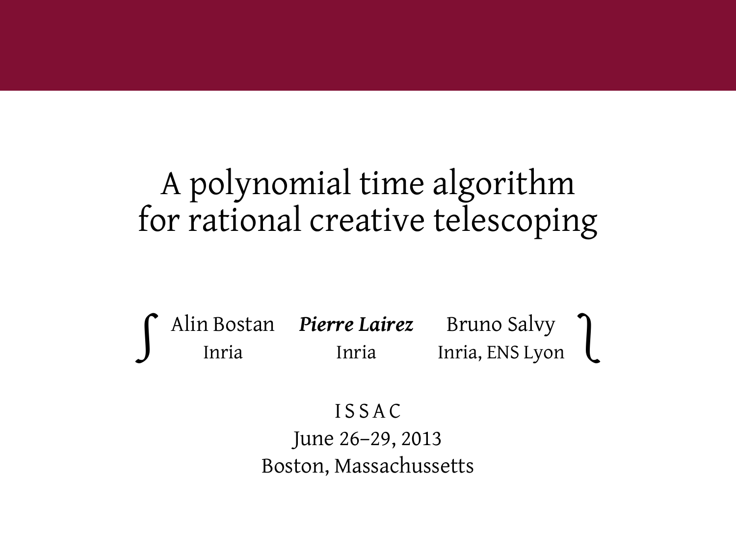# A polynomial time algorithm for rational creative telescoping

$\int$ Alin Bostan (Inria) — ***Pierre Lairez*** (Inria) — Bruno Salvy (Inria, ENS Lyon) $\}$

I S S A C

June 26–29, 2013

Boston, Massachussetts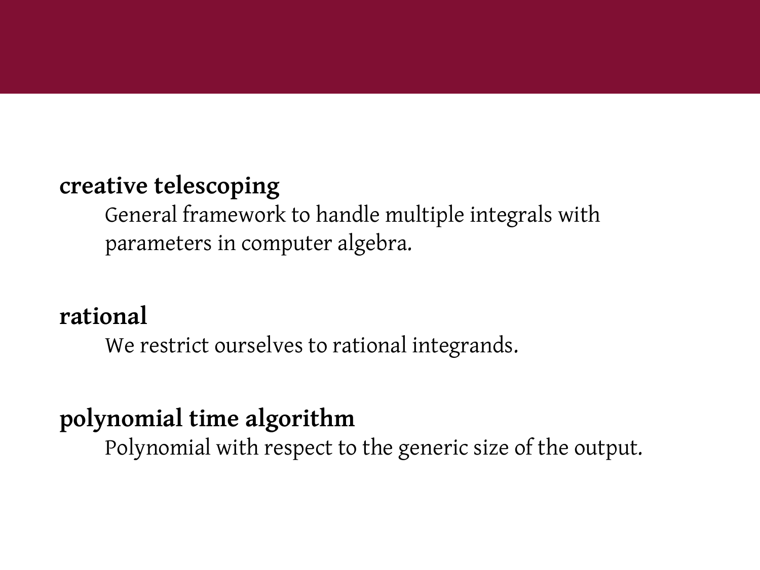**creative telescoping**

General framework to handle multiple integrals with parameters in computer algebra.

**rational**

We restrict ourselves to rational integrands.

**polynomial time algorithm**

Polynomial with respect to the generic size of the output.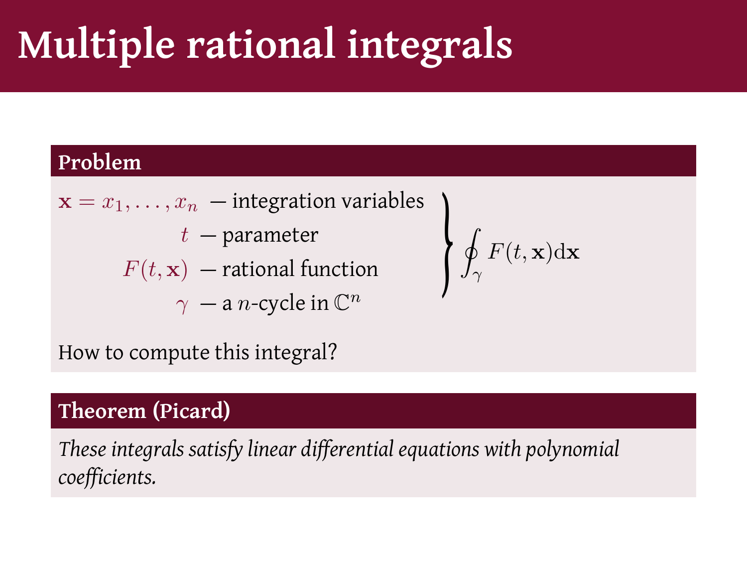# Multiple rational integrals

**Problem**

$\mathbf{x} = x_1, \ldots, x_n$ — integration variables

$t$ — parameter

$F(t, \mathbf{x})$ — rational function

$\gamma$ — a $n$-cycle in $\mathbb{C}^n$

$$\oint_\gamma F(t, \mathbf{x}) \mathrm{d}\mathbf{x}$$

How to compute this integral?

**Theorem (Picard)**

*These integrals satisfy linear differential equations with polynomial coefficients.*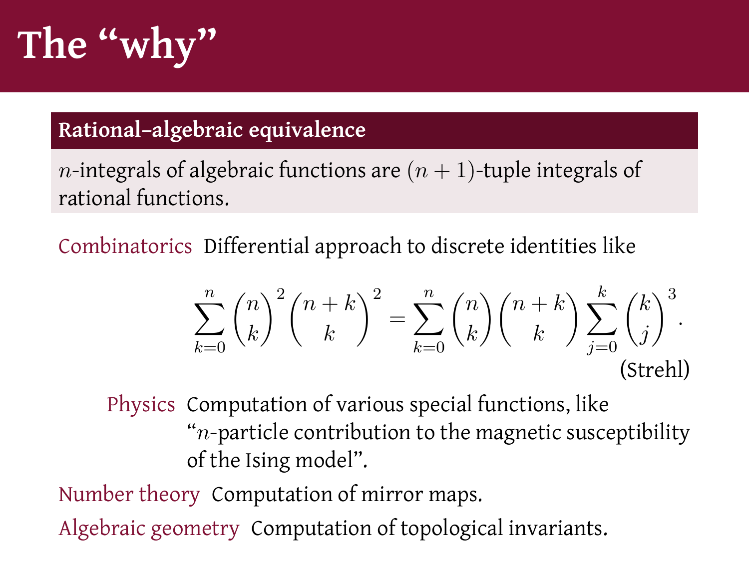# The "why"

**Rational–algebraic equivalence**

$n$-integrals of algebraic functions are $(n+1)$-tuple integrals of rational functions.

Combinatorics Differential approach to discrete identities like

$$\sum_{k=0}^{n} \binom{n}{k}^2 \binom{n+k}{k}^2 = \sum_{k=0}^{n} \binom{n}{k} \binom{n+k}{k} \sum_{j=0}^{k} \binom{k}{j}^3.$$

(Strehl)

Physics Computation of various special functions, like "$n$-particle contribution to the magnetic susceptibility of the Ising model".

Number theory Computation of mirror maps.

Algebraic geometry Computation of topological invariants.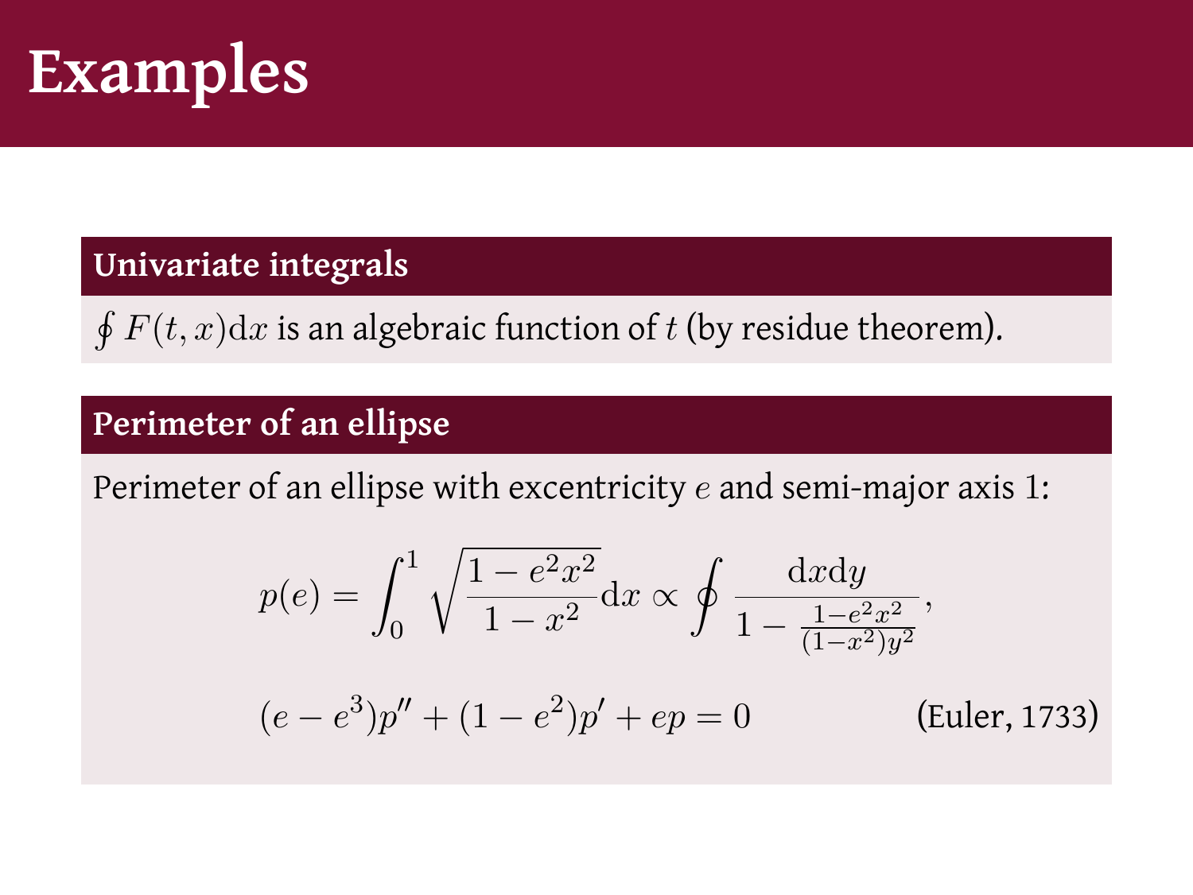# Examples

### Univariate integrals

$\oint F(t,x)\mathrm{d}x$ is an algebraic function of $t$ (by residue theorem).

### Perimeter of an ellipse

Perimeter of an ellipse with excentricity $e$ and semi-major axis 1:

$$p(e) = \int_0^1 \sqrt{\frac{1-e^2x^2}{1-x^2}}\mathrm{d}x \propto \oint \frac{\mathrm{d}x\mathrm{d}y}{1 - \frac{1-e^2x^2}{(1-x^2)y^2}},$$

$$(e-e^3)p'' + (1-e^2)p' + ep = 0$$

(Euler, 1733)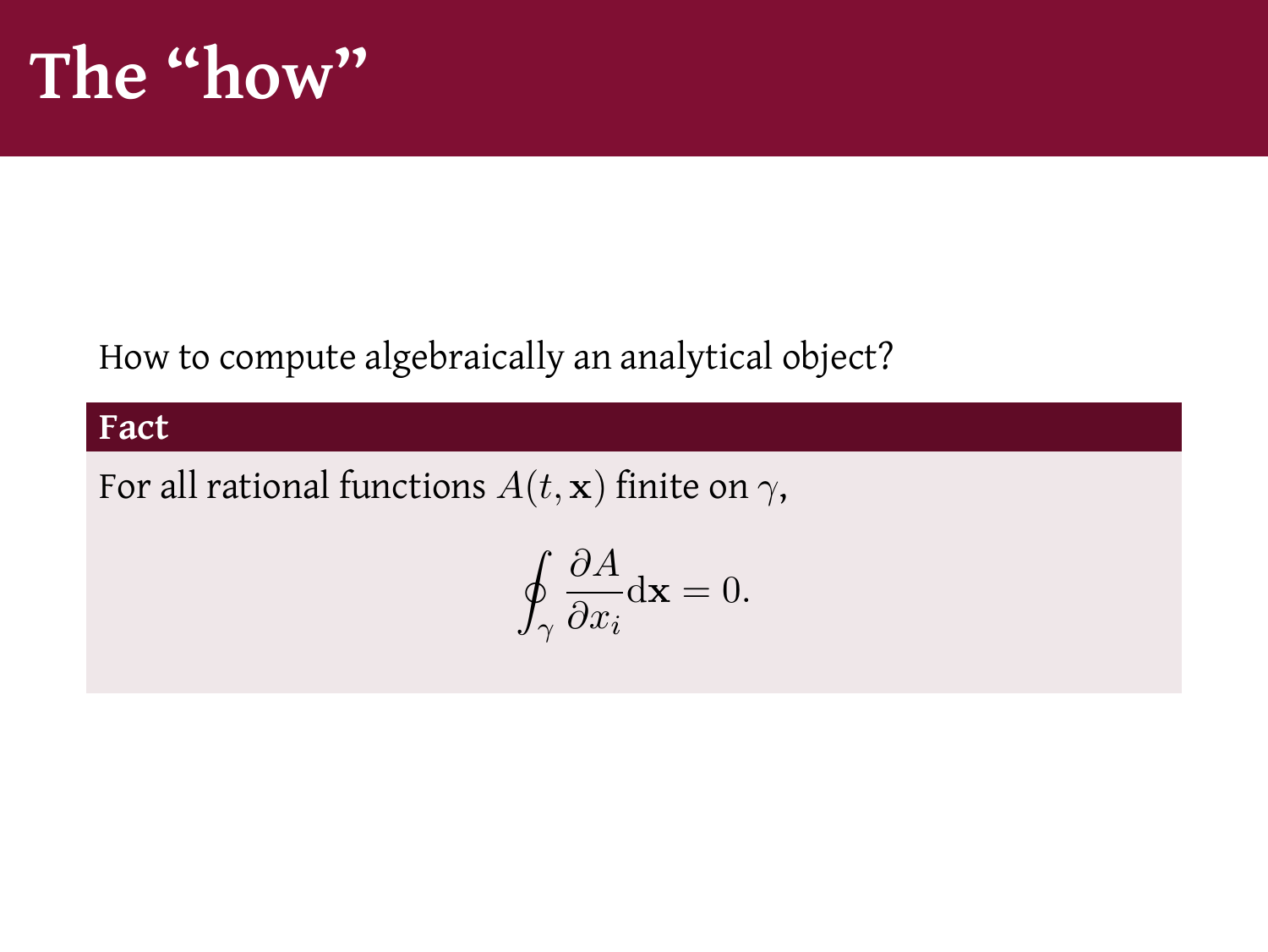# The "how"

How to compute algebraically an analytical object?

**Fact**

For all rational functions $A(t, \mathbf{x})$ finite on $\gamma$,

$$\oint_{\gamma} \frac{\partial A}{\partial x_i} \mathrm{d}\mathbf{x} = 0.$$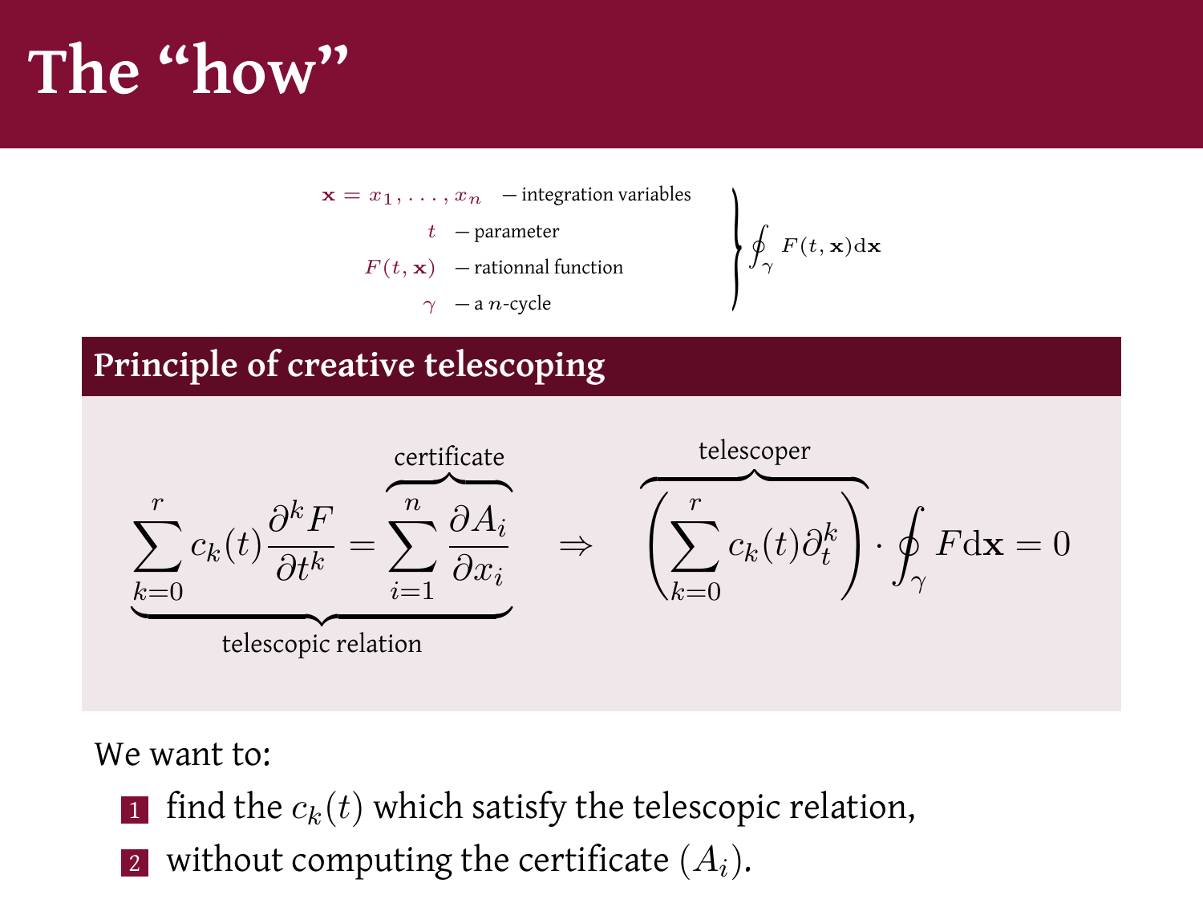# The "how"

$$\left.\begin{array}{rl} \mathbf{x} = x_1, \ldots, x_n & \text{— integration variables} \\ t & \text{— parameter} \\ F(t, \mathbf{x}) & \text{— rationnal function} \\ \gamma & \text{— a } n\text{-cycle} \end{array}\right\} \oint_\gamma F(t, \mathbf{x}) \mathrm{d}\mathbf{x}$$

## Principle of creative telescoping

$$\underbrace{\sum_{k=0}^{r} c_k(t) \frac{\partial^k F}{\partial t^k} = \overbrace{\sum_{i=1}^{n} \frac{\partial A_i}{\partial x_i}}^{\text{certificate}}}_{\text{telescopic relation}} \quad \Rightarrow \quad \overbrace{\left( \sum_{k=0}^{r} c_k(t) \partial_t^k \right)}^{\text{telescoper}} \cdot \oint_\gamma F \mathrm{d}\mathbf{x} = 0$$

We want to:

1. find the $c_k(t)$ which satisfy the telescopic relation,
2. without computing the certificate $(A_i)$.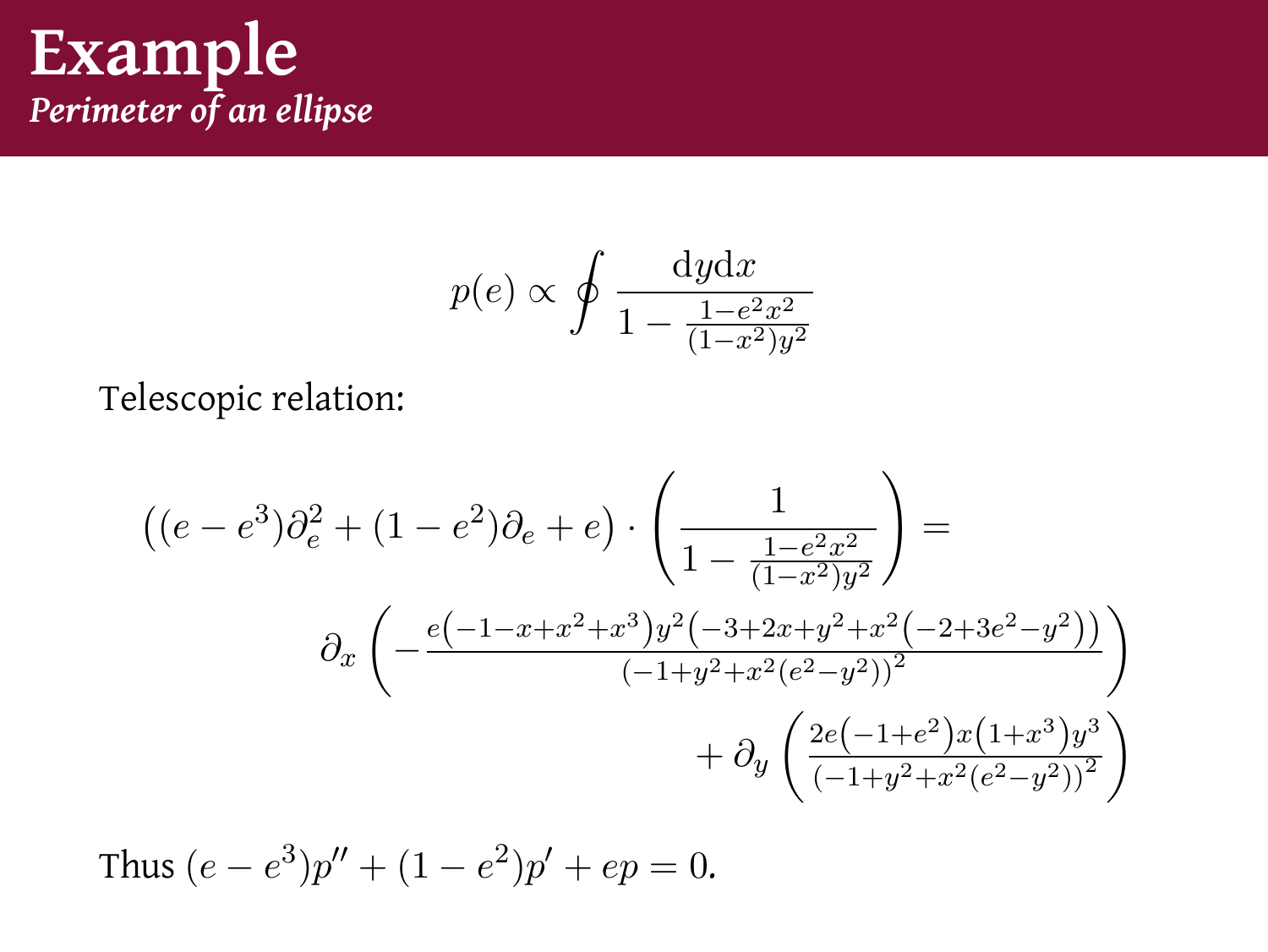# Example

*Perimeter of an ellipse*

$$p(e) \propto \oint \frac{\mathrm{d}y\mathrm{d}x}{1 - \frac{1-e^2x^2}{(1-x^2)y^2}}$$

Telescopic relation:

$$\left((e-e^3)\partial_e^2 + (1-e^2)\partial_e + e\right) \cdot \left( \frac{1}{1 - \frac{1-e^2x^2}{(1-x^2)y^2}} \right) =$$

$$\partial_x \left( -\frac{e\left(-1-x+x^2+x^3\right)y^2\left(-3+2x+y^2+x^2\left(-2+3e^2-y^2\right)\right)}{\left(-1+y^2+x^2\left(e^2-y^2\right)\right)^2} \right)$$

$$+ \partial_y \left( \frac{2e\left(-1+e^2\right)x\left(1+x^3\right)y^3}{\left(-1+y^2+x^2\left(e^2-y^2\right)\right)^2} \right)$$

Thus $(e-e^3)p'' + (1-e^2)p' + ep = 0$.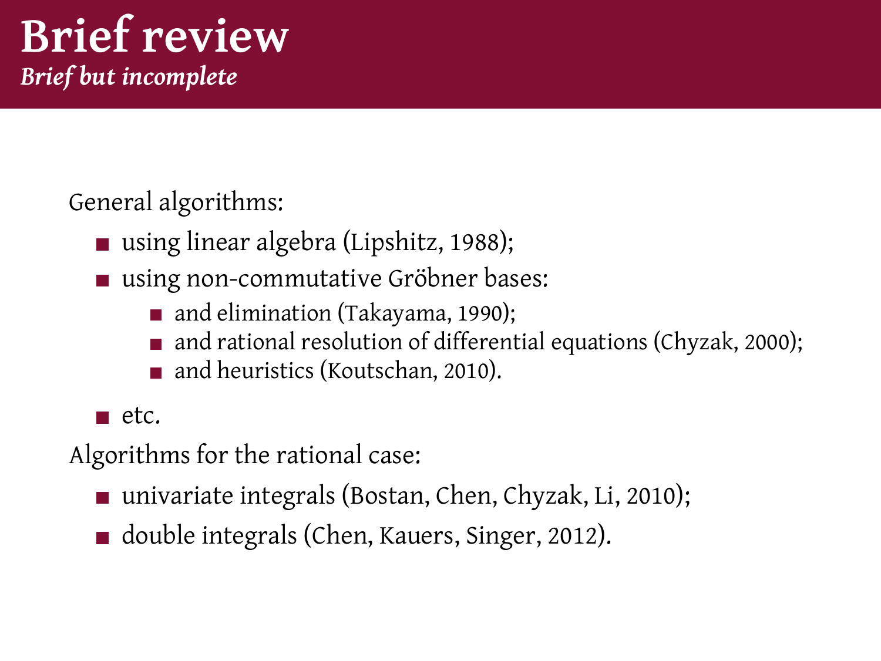# Brief review

*Brief but incomplete*

General algorithms:

- using linear algebra (Lipshitz, 1988);
- using non-commutative Gröbner bases:
  - and elimination (Takayama, 1990);
  - and rational resolution of differential equations (Chyzak, 2000);
  - and heuristics (Koutschan, 2010).
- etc.

Algorithms for the rational case:

- univariate integrals (Bostan, Chen, Chyzak, Li, 2010);
- double integrals (Chen, Kauers, Singer, 2012).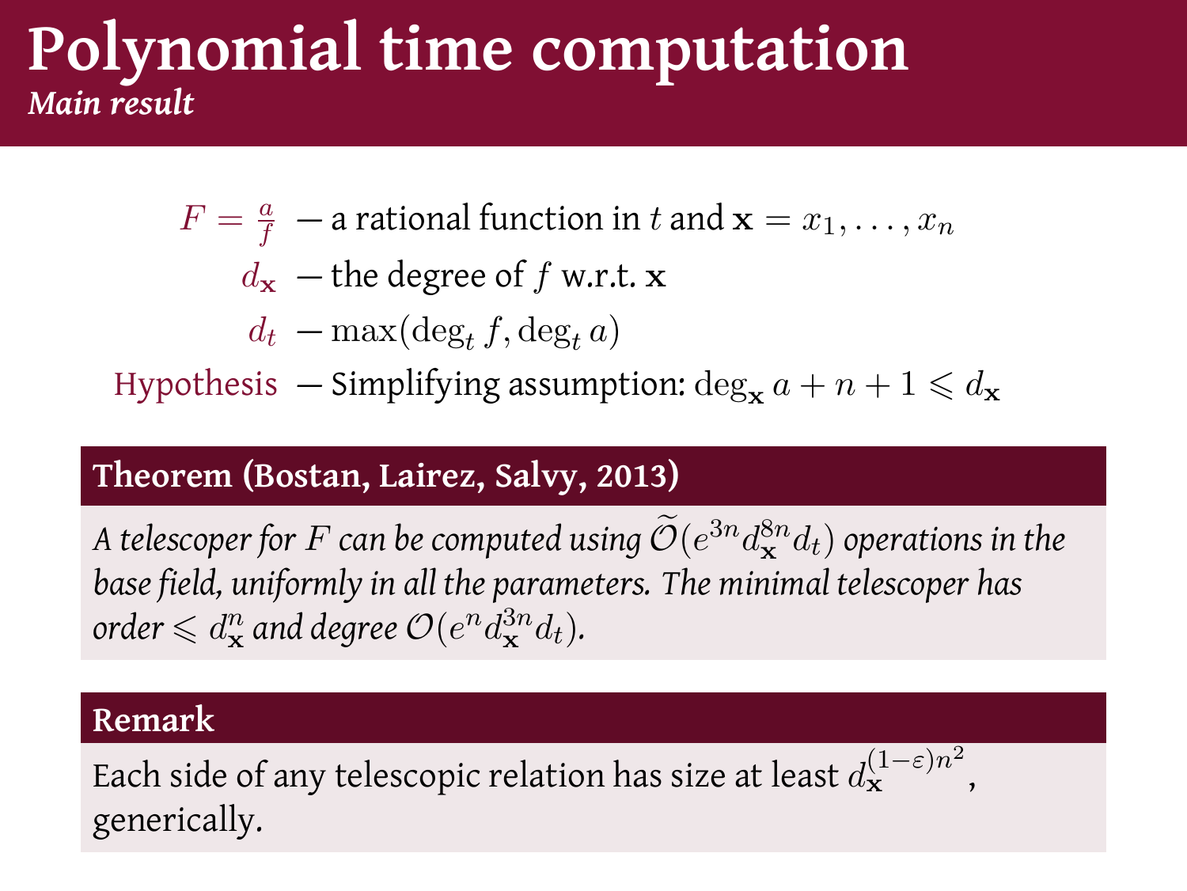# Polynomial time computation

*Main result*

$F = \frac{a}{f}$ — a rational function in $t$ and $\mathbf{x} = x_1, \ldots, x_n$

$d_{\mathbf{x}}$ — the degree of $f$ w.r.t. $\mathbf{x}$

$d_t$ — $\max(\deg_t f, \deg_t a)$

Hypothesis — Simplifying assumption: $\deg_{\mathbf{x}} a + n + 1 \leqslant d_{\mathbf{x}}$

**Theorem (Bostan, Lairez, Salvy, 2013)**

*A telescoper for $F$ can be computed using $\widetilde{\mathcal{O}}(e^{3n} d_{\mathbf{x}}^{8n} d_t)$ operations in the base field, uniformly in all the parameters. The minimal telescoper has order $\leqslant d_{\mathbf{x}}^n$ and degree $\mathcal{O}(e^n d_{\mathbf{x}}^{3n} d_t)$.*

**Remark**

Each side of any telescopic relation has size at least $d_{\mathbf{x}}^{(1-\varepsilon)n^2}$, generically.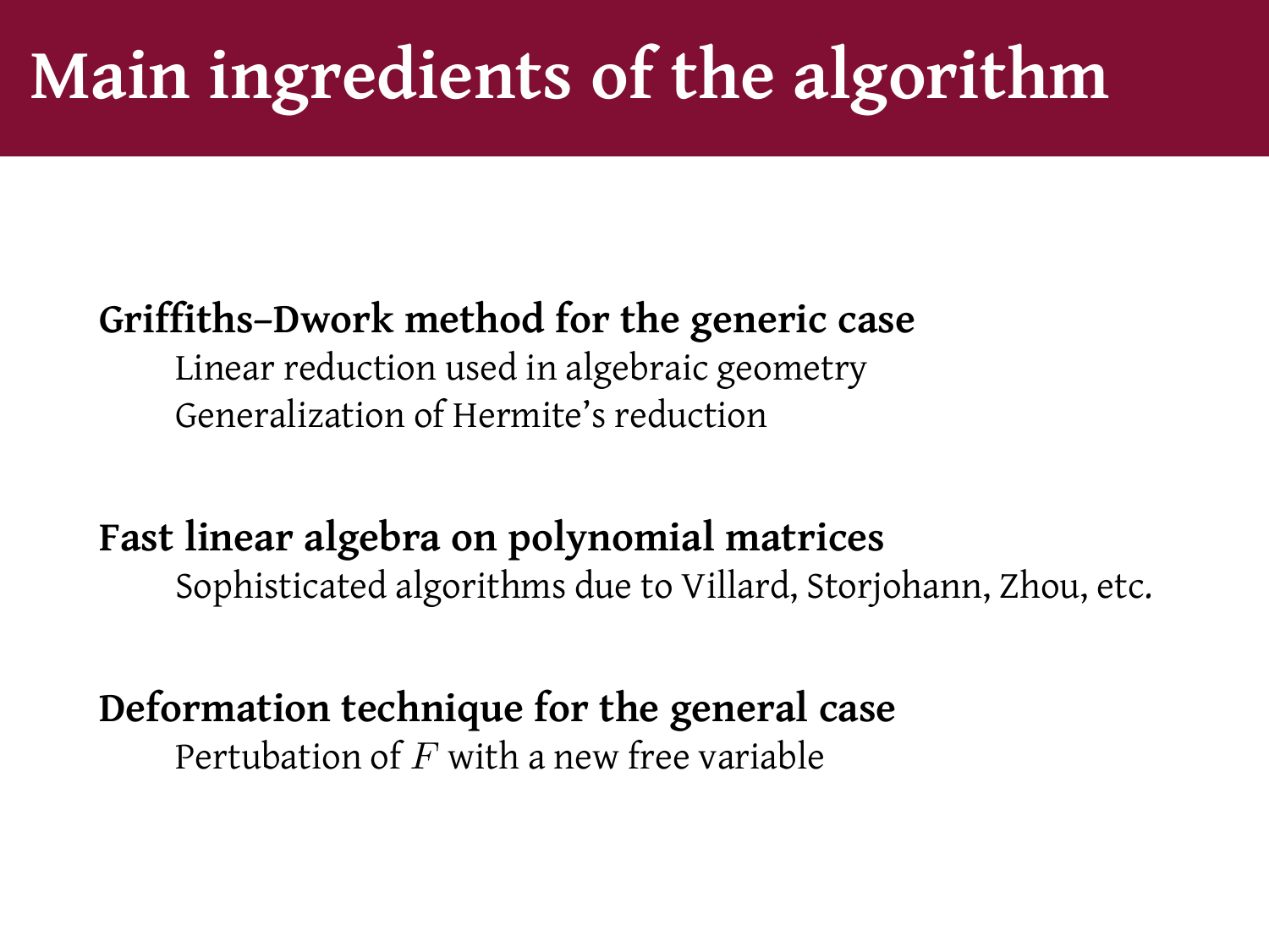# Main ingredients of the algorithm

**Griffiths–Dwork method for the generic case**

Linear reduction used in algebraic geometry
Generalization of Hermite's reduction

**Fast linear algebra on polynomial matrices**

Sophisticated algorithms due to Villard, Storjohann, Zhou, etc.

**Deformation technique for the general case**

Pertubation of $F$ with a new free variable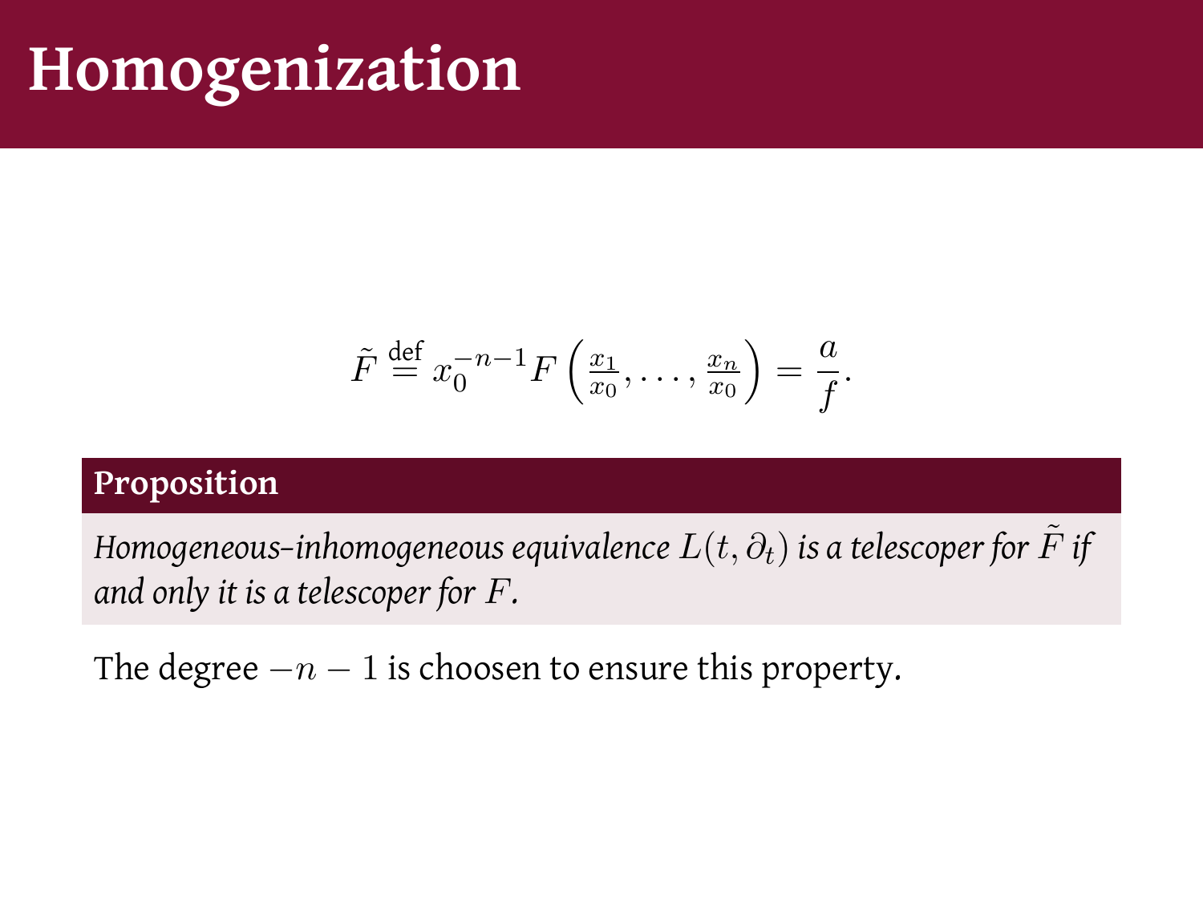# Homogenization

$$\tilde{F} \stackrel{\text{def}}{=} x_0^{-n-1} F\left(\tfrac{x_1}{x_0}, \ldots, \tfrac{x_n}{x_0}\right) = \frac{a}{f}.$$

**Proposition**

*Homogeneous-inhomogeneous equivalence $L(t, \partial_t)$ is a telescoper for $\tilde{F}$ if and only it is a telescoper for $F$.*

The degree $-n-1$ is choosen to ensure this property.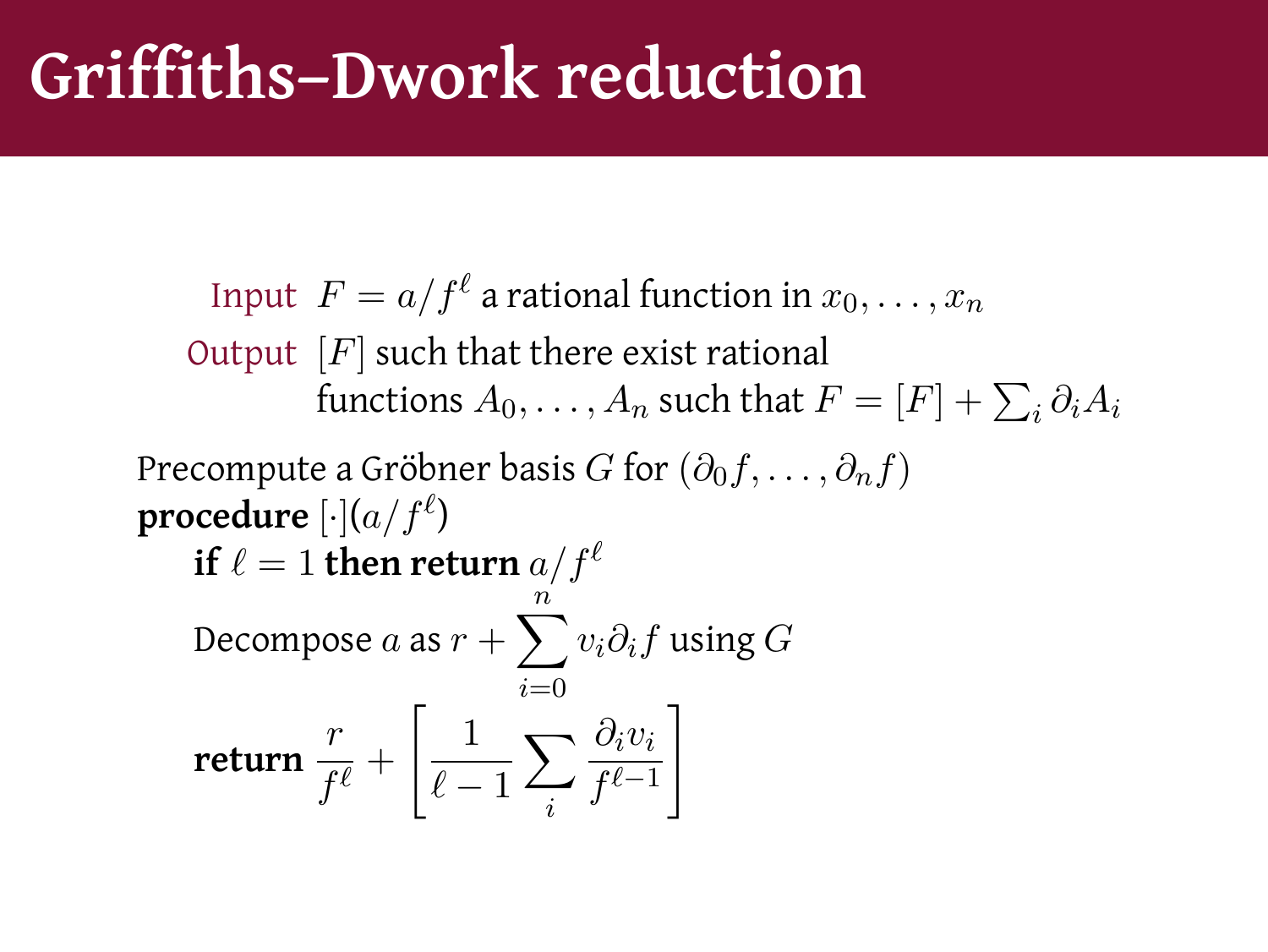# Griffiths–Dwork reduction

**Input** $F = a/f^\ell$ a rational function in $x_0, \ldots, x_n$

**Output** $[F]$ such that there exist rational functions $A_0, \ldots, A_n$ such that $F = [F] + \sum_i \partial_i A_i$

Precompute a Gröbner basis $G$ for $(\partial_0 f, \ldots, \partial_n f)$

**procedure** $[\cdot](a/f^\ell)$

  **if** $\ell = 1$ **then return** $a/f^\ell$

  Decompose $a$ as $r + \sum_{i=0}^{n} v_i \partial_i f$ using $G$

  **return** $\dfrac{r}{f^\ell} + \left[ \dfrac{1}{\ell - 1} \sum_i \dfrac{\partial_i v_i}{f^{\ell-1}} \right]$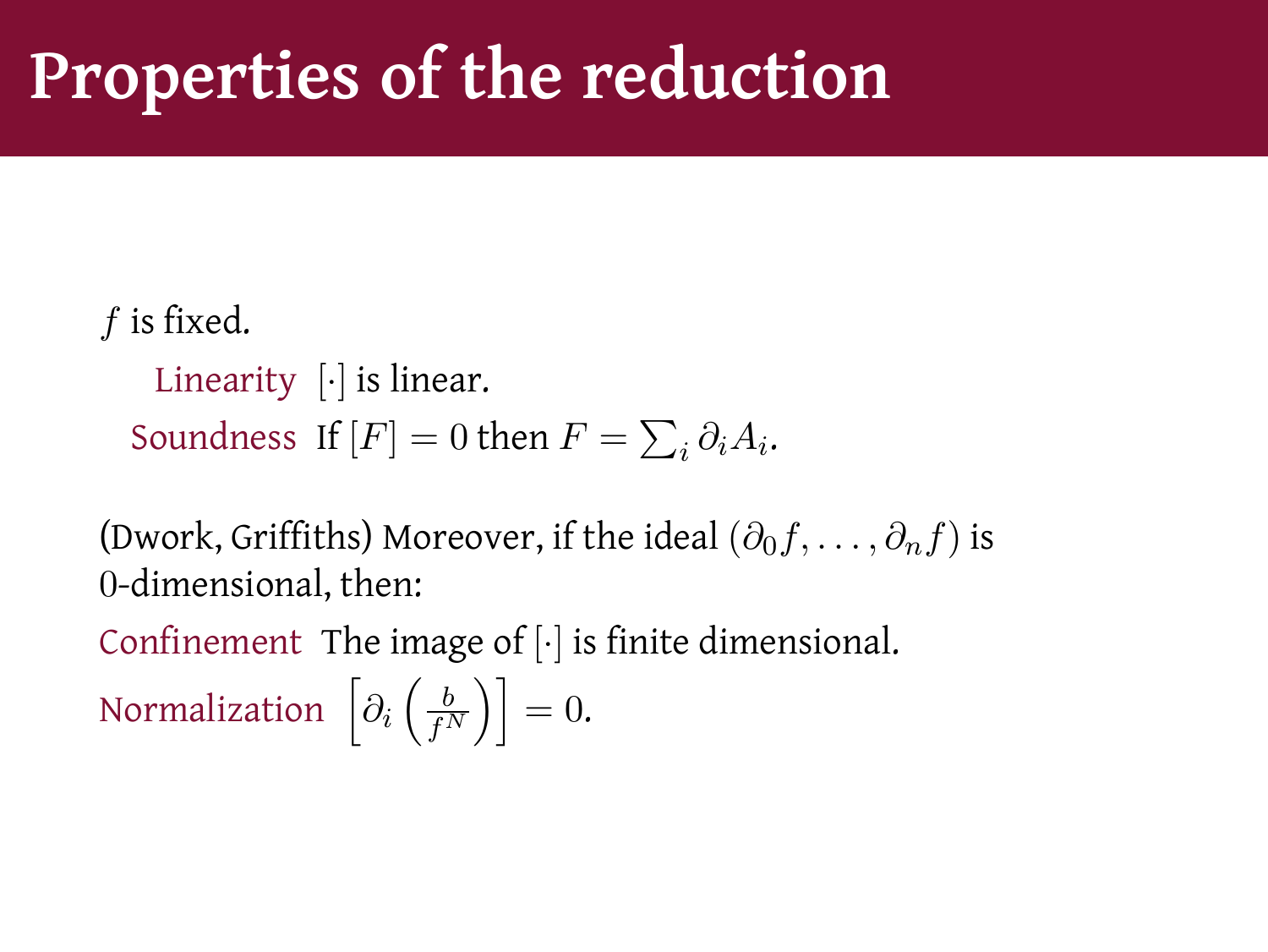# Properties of the reduction

$f$ is fixed.

- **Linearity** $[\cdot]$ is linear.
- **Soundness** If $[F] = 0$ then $F = \sum_i \partial_i A_i$.

(Dwork, Griffiths) Moreover, if the ideal $(\partial_0 f, \ldots, \partial_n f)$ is 0-dimensional, then:

- **Confinement** The image of $[\cdot]$ is finite dimensional.
- **Normalization** $\left[\partial_i \left(\frac{b}{f^N}\right)\right] = 0$.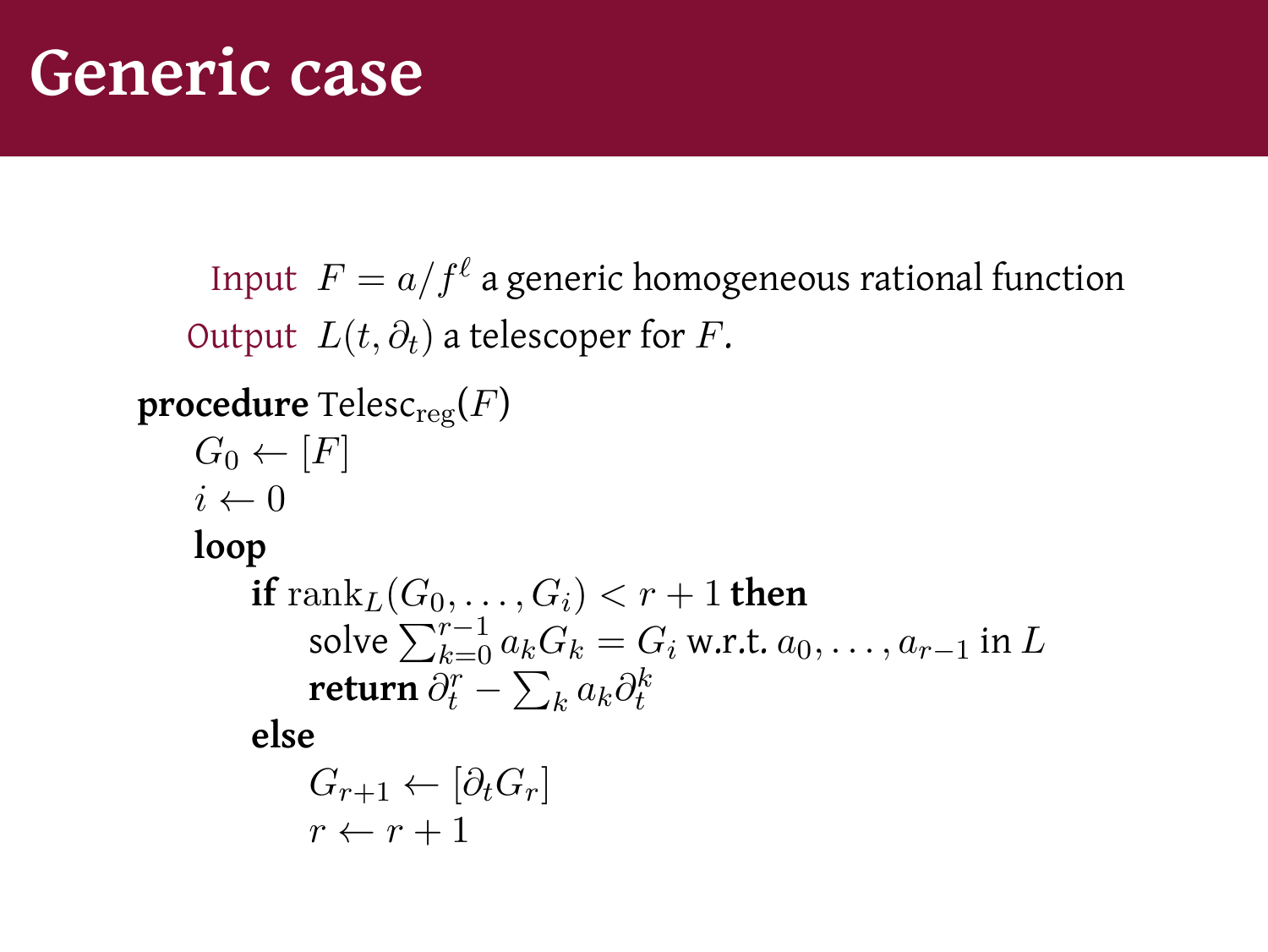# Generic case

Input $F = a/f^\ell$ a generic homogeneous rational function

Output $L(t, \partial_t)$ a telescoper for $F$.

```
procedure Telesc_reg(F)
    G_0 ← [F]
    i ← 0
    loop
        if rank_L(G_0, ..., G_i) < r + 1 then
            solve Σ_{k=0}^{r-1} a_k G_k = G_i w.r.t. a_0, ..., a_{r-1} in L
            return ∂_t^r − Σ_k a_k ∂_t^k
        else
            G_{r+1} ← [∂_t G_r]
            r ← r + 1
```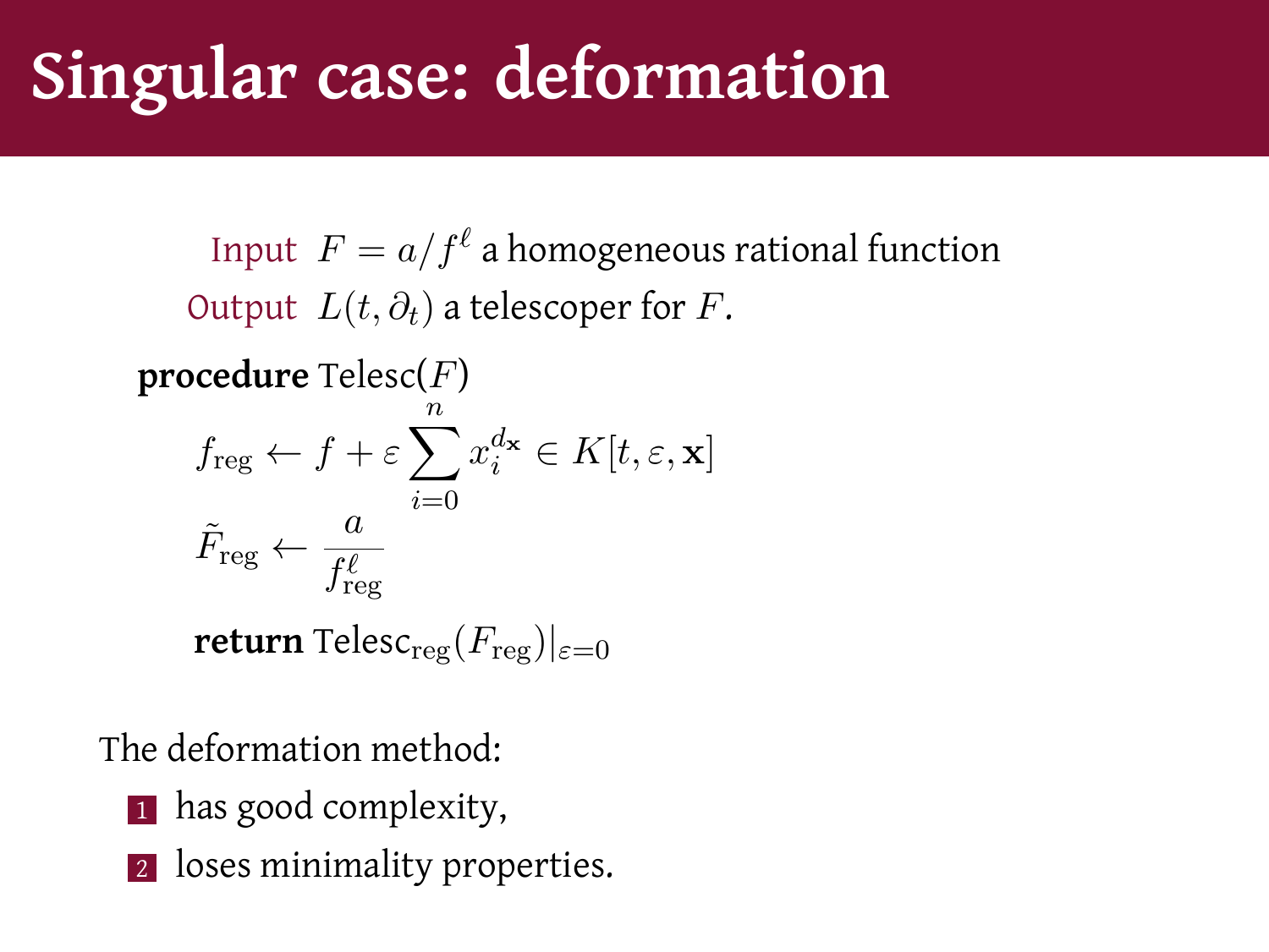# Singular case: deformation

Input $F = a/f^\ell$ a homogeneous rational function

Output $L(t, \partial_t)$ a telescoper for $F$.

**procedure** Telesc($F$)

$$f_{\text{reg}} \leftarrow f + \varepsilon \sum_{i=0}^{n} x_i^{d_{\mathbf{x}}} \in K[t, \varepsilon, \mathbf{x}]$$

$$\tilde{F}_{\text{reg}} \leftarrow \frac{a}{f_{\text{reg}}^{\ell}}$$

**return** $\text{Telesc}_{\text{reg}}(F_{\text{reg}})|_{\varepsilon=0}$

The deformation method:

1. has good complexity,
2. loses minimality properties.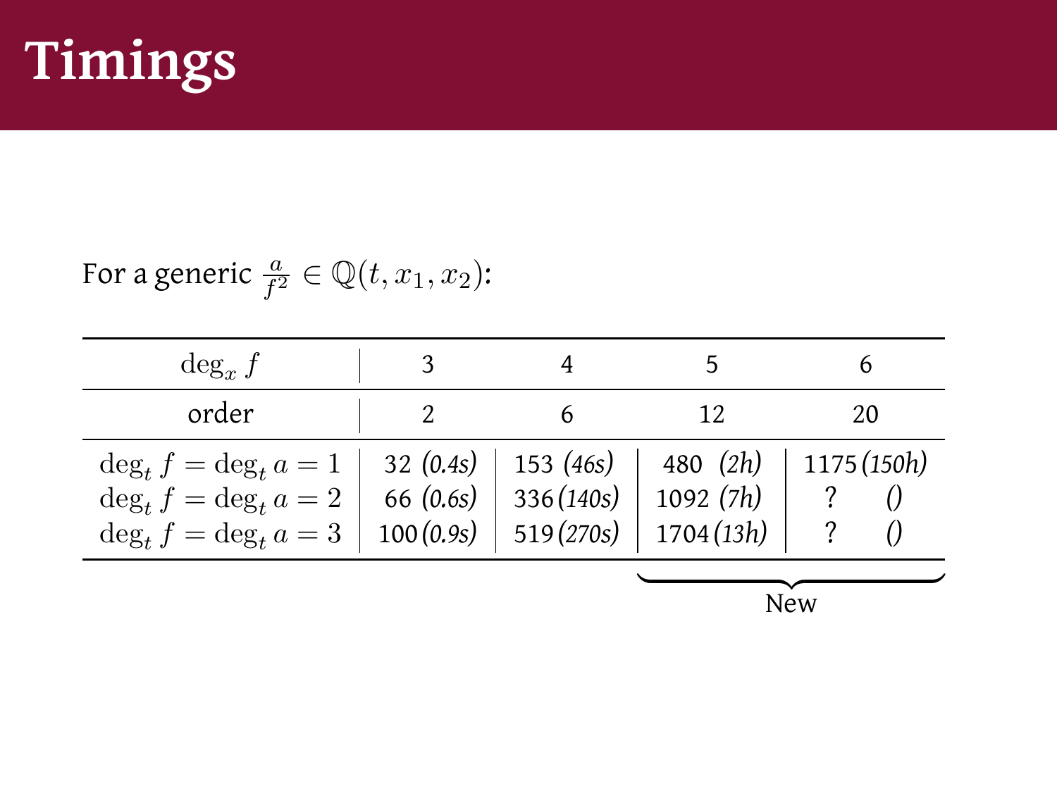# Timings

For a generic $\frac{a}{f^2} \in \mathbb{Q}(t, x_1, x_2)$:

| $\deg_x f$ | 3 | 4 | 5 | 6 |
|---|---|---|---|---|
| order | 2 | 6 | 12 | 20 |
| $\deg_t f = \deg_t a = 1$ | 32 *(0.4s)* | 153 *(46s)* | 480 *(2h)* | 1175 *(150h)* |
| $\deg_t f = \deg_t a = 2$ | 66 *(0.6s)* | 336 *(140s)* | 1092 *(7h)* | ? *()* |
| $\deg_t f = \deg_t a = 3$ | 100 *(0.9s)* | 519 *(270s)* | 1704 *(13h)* | ? *()* |

New (columns 5 and 6)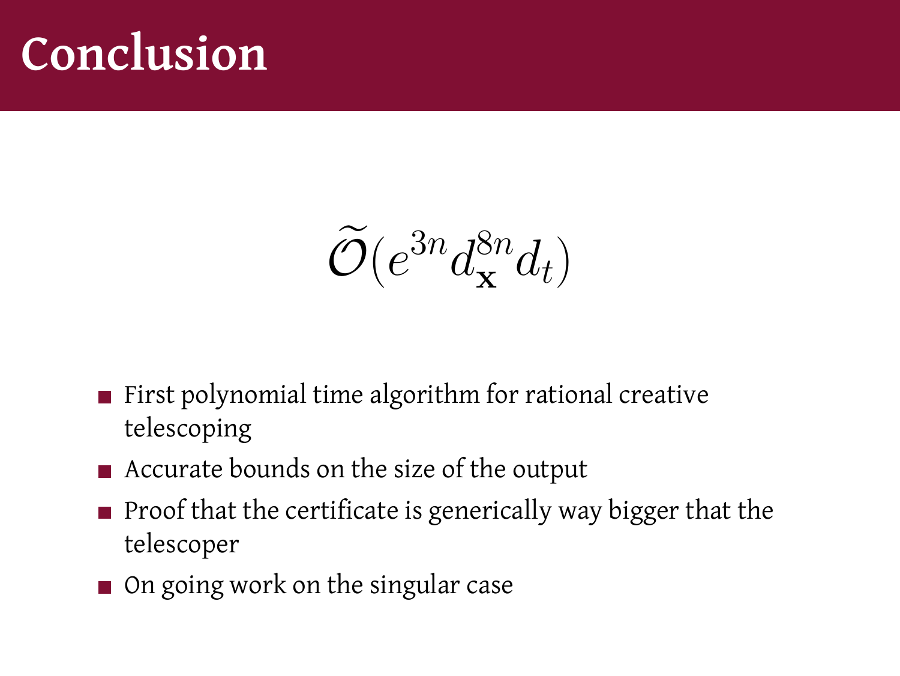# Conclusion

$$\widetilde{\mathcal{O}}(e^{3n} d_{\mathbf{x}}^{8n} d_t)$$

- First polynomial time algorithm for rational creative telescoping
- Accurate bounds on the size of the output
- Proof that the certificate is generically way bigger that the telescoper
- On going work on the singular case